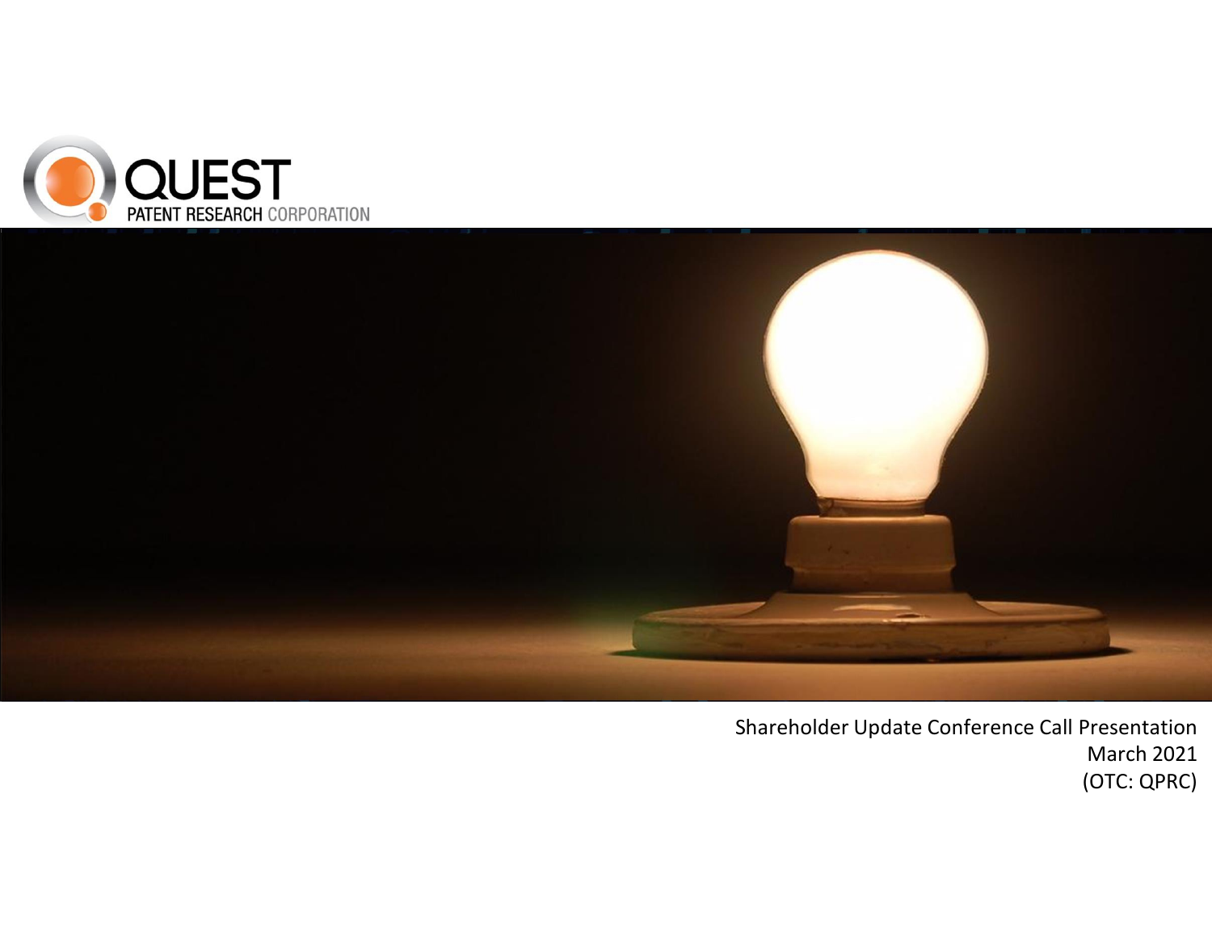QUEST
PATENT RESEARCH CORPORATION

Shareholder Update Conference Call Presentation
March 2021
(OTC: QPRC)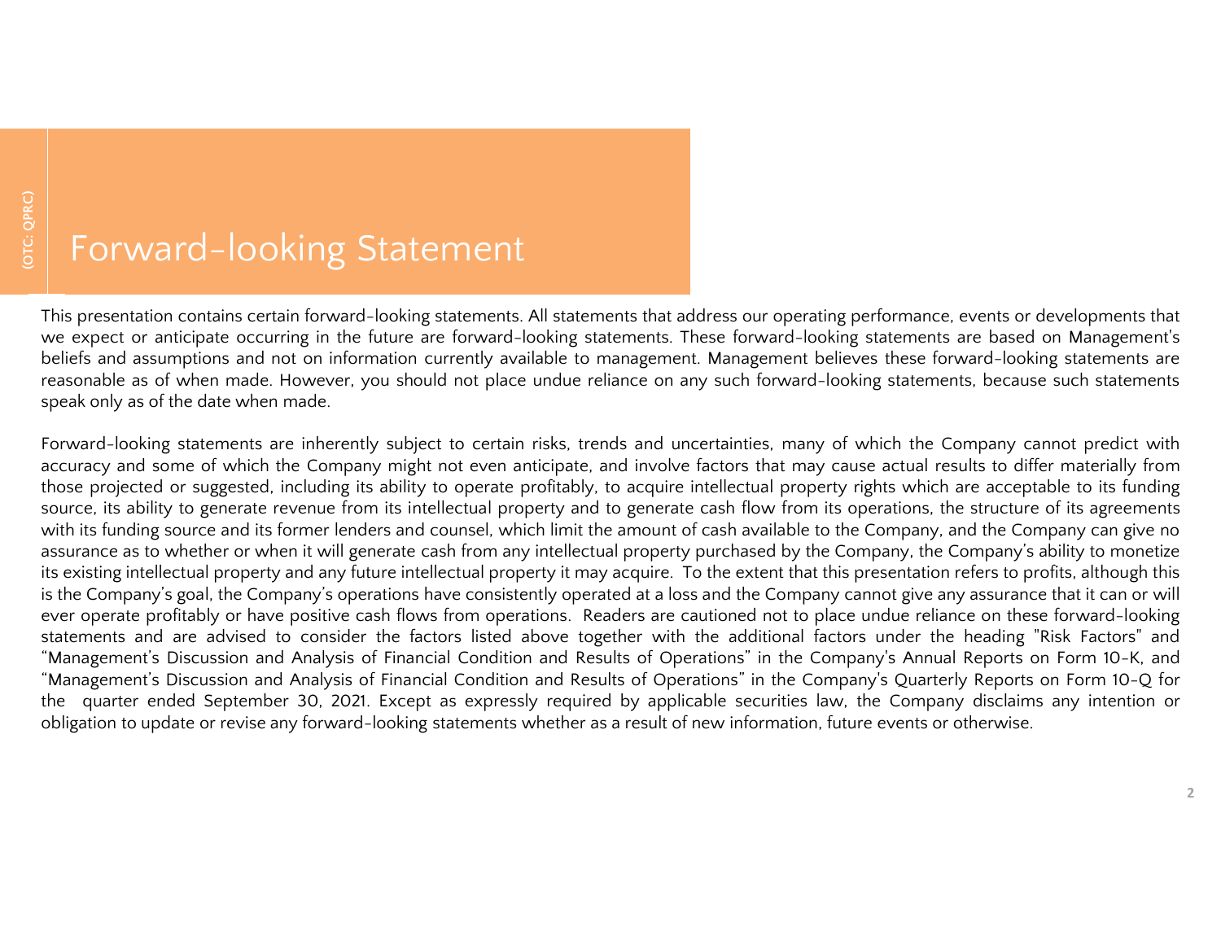# Forward-looking Statement

This presentation contains certain forward-looking statements. All statements that address our operating performance, events or developments that we expect or anticipate occurring in the future are forward-looking statements. These forward-looking statements are based on Management's beliefs and assumptions and not on information currently available to management. Management believes these forward-looking statements are reasonable as of when made. However, you should not place undue reliance on any such forward-looking statements, because such statements speak only as of the date when made.

Forward-looking statements are inherently subject to certain risks, trends and uncertainties, many of which the Company cannot predict with accuracy and some of which the Company might not even anticipate, and involve factors that may cause actual results to differ materially from those projected or suggested, including its ability to operate profitably, to acquire intellectual property rights which are acceptable to its funding source, its ability to generate revenue from its intellectual property and to generate cash flow from its operations, the structure of its agreements with its funding source and its former lenders and counsel, which limit the amount of cash available to the Company, and the Company can give no assurance as to whether or when it will generate cash from any intellectual property purchased by the Company, the Company's ability to monetize its existing intellectual property and any future intellectual property it may acquire. To the extent that this presentation refers to profits, although this is the Company's goal, the Company's operations have consistently operated at a loss and the Company cannot give any assurance that it can or will ever operate profitably or have positive cash flows from operations. Readers are cautioned not to place undue reliance on these forward-looking statements and are advised to consider the factors listed above together with the additional factors under the heading "Risk Factors" and "Management's Discussion and Analysis of Financial Condition and Results of Operations" in the Company's Annual Reports on Form 10-K, and "Management's Discussion and Analysis of Financial Condition and Results of Operations" in the Company's Quarterly Reports on Form 10-Q for the quarter ended September 30, 2021. Except as expressly required by applicable securities law, the Company disclaims any intention or obligation to update or revise any forward-looking statements whether as a result of new information, future events or otherwise.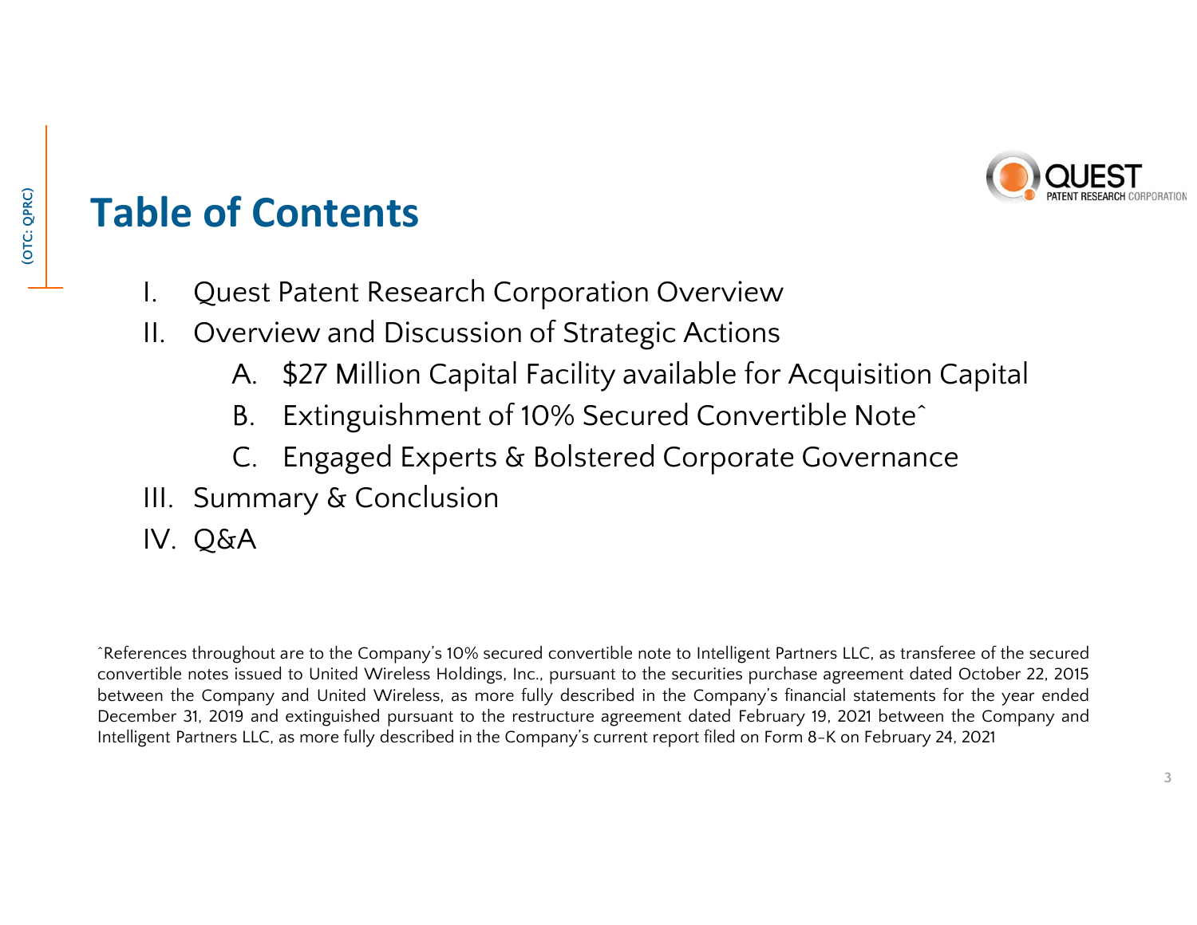# Table of Contents

I. Quest Patent Research Corporation Overview

II. Overview and Discussion of Strategic Actions

  A. $27 Million Capital Facility available for Acquisition Capital

  B. Extinguishment of 10% Secured Convertible Noteˆ

  C. Engaged Experts & Bolstered Corporate Governance

III. Summary & Conclusion

IV. Q&A

ˆReferences throughout are to the Company's 10% secured convertible note to Intelligent Partners LLC, as transferee of the secured convertible notes issued to United Wireless Holdings, Inc., pursuant to the securities purchase agreement dated October 22, 2015 between the Company and United Wireless, as more fully described in the Company's financial statements for the year ended December 31, 2019 and extinguished pursuant to the restructure agreement dated February 19, 2021 between the Company and Intelligent Partners LLC, as more fully described in the Company's current report filed on Form 8-K on February 24, 2021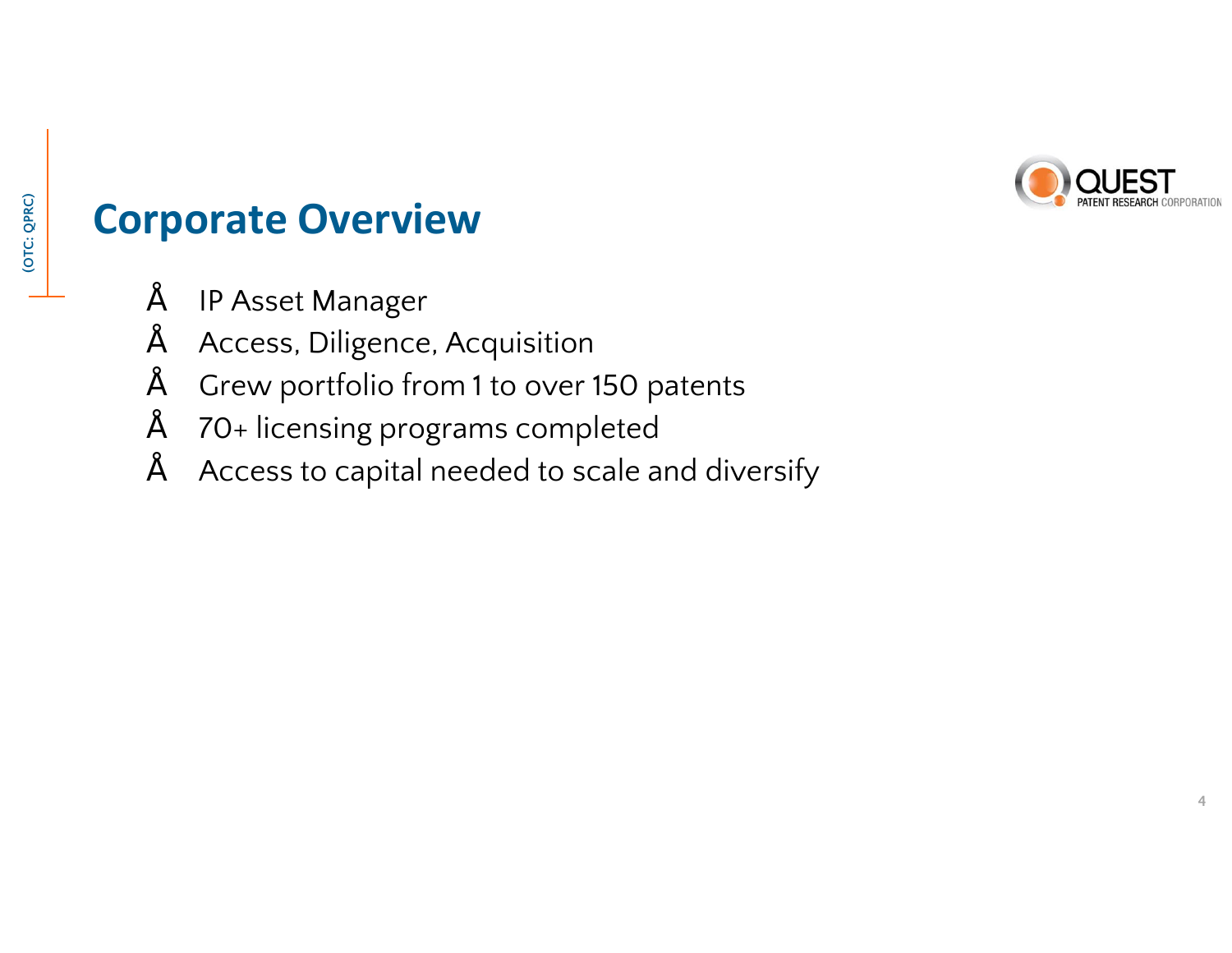## Corporate Overview

- IP Asset Manager
- Access, Diligence, Acquisition
- Grew portfolio from 1 to over 150 patents
- 70+ licensing programs completed
- Access to capital needed to scale and diversify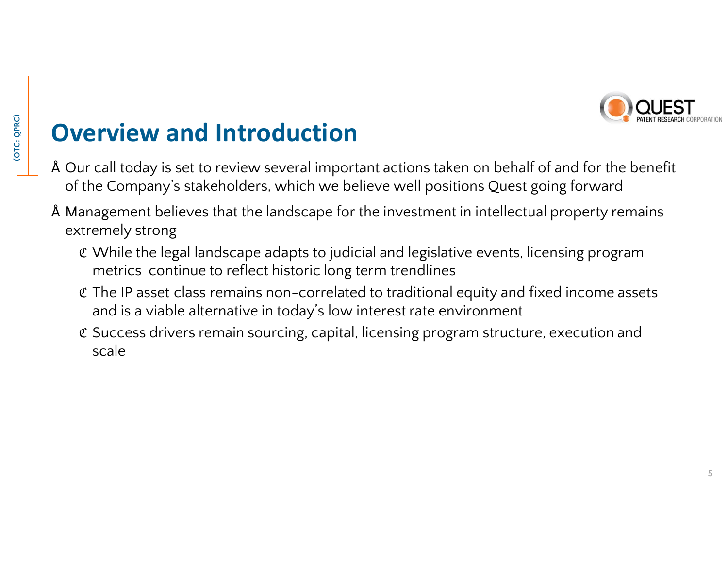# Overview and Introduction

- Our call today is set to review several important actions taken on behalf of and for the benefit of the Company's stakeholders, which we believe well positions Quest going forward
- Management believes that the landscape for the investment in intellectual property remains extremely strong
  - While the legal landscape adapts to judicial and legislative events, licensing program metrics continue to reflect historic long term trendlines
  - The IP asset class remains non-correlated to traditional equity and fixed income assets and is a viable alternative in today's low interest rate environment
  - Success drivers remain sourcing, capital, licensing program structure, execution and scale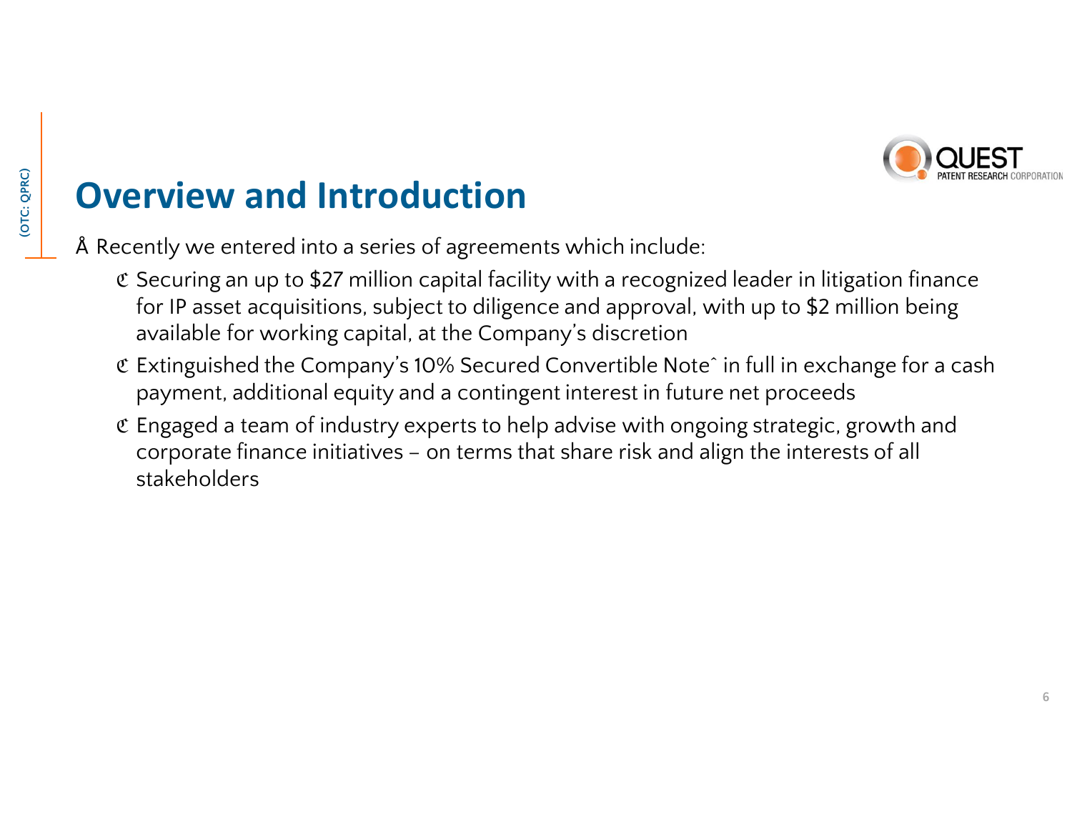## Overview and Introduction

- Recently we entered into a series of agreements which include:
  - Securing an up to $27 million capital facility with a recognized leader in litigation finance for IP asset acquisitions, subject to diligence and approval, with up to $2 million being available for working capital, at the Company's discretion
  - Extinguished the Company's 10% Secured Convertible Note in full in exchange for a cash payment, additional equity and a contingent interest in future net proceeds
  - Engaged a team of industry experts to help advise with ongoing strategic, growth and corporate finance initiatives – on terms that share risk and align the interests of all stakeholders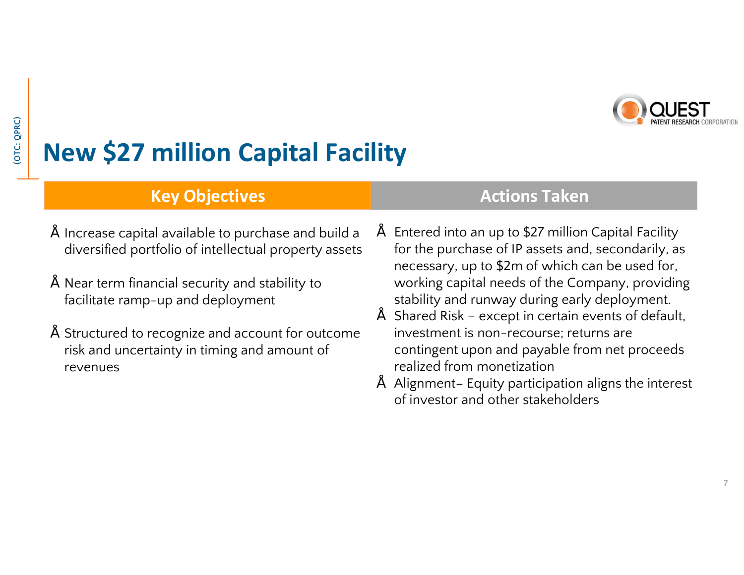# New $27 million Capital Facility

## Key Objectives

- Increase capital available to purchase and build a diversified portfolio of intellectual property assets
- Near term financial security and stability to facilitate ramp-up and deployment
- Structured to recognize and account for outcome risk and uncertainty in timing and amount of revenues

## Actions Taken

- Entered into an up to $27 million Capital Facility for the purchase of IP assets and, secondarily, as necessary, up to $2m of which can be used for, working capital needs of the Company, providing stability and runway during early deployment.
- Shared Risk – except in certain events of default, investment is non-recourse; returns are contingent upon and payable from net proceeds realized from monetization
- Alignment– Equity participation aligns the interest of investor and other stakeholders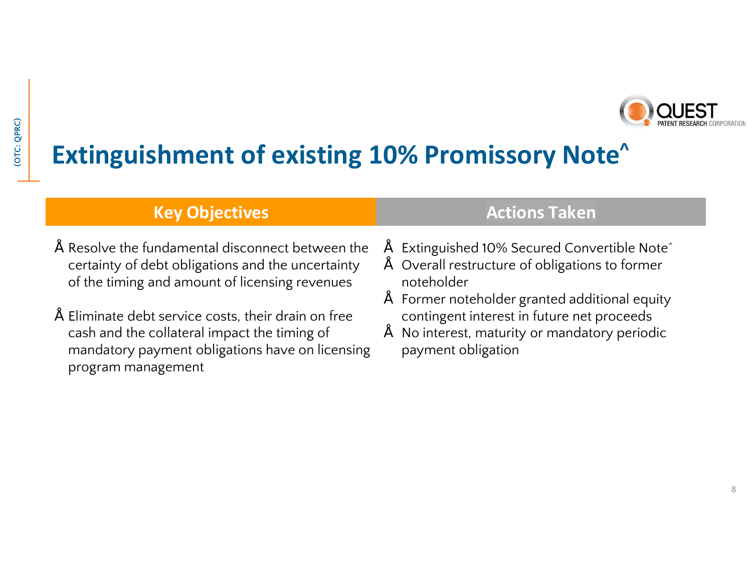# Extinguishment of existing 10% Promissory Note^

| Key Objectives | Actions Taken |
|---|---|
| Å Resolve the fundamental disconnect between the certainty of debt obligations and the uncertainty of the timing and amount of licensing revenues<br><br>Å Eliminate debt service costs, their drain on free cash and the collateral impact the timing of mandatory payment obligations have on licensing program management | Å Extinguished 10% Secured Convertible Note^<br>Å Overall restructure of obligations to former noteholder<br>Å Former noteholder granted additional equity contingent interest in future net proceeds<br>Å No interest, maturity or mandatory periodic payment obligation |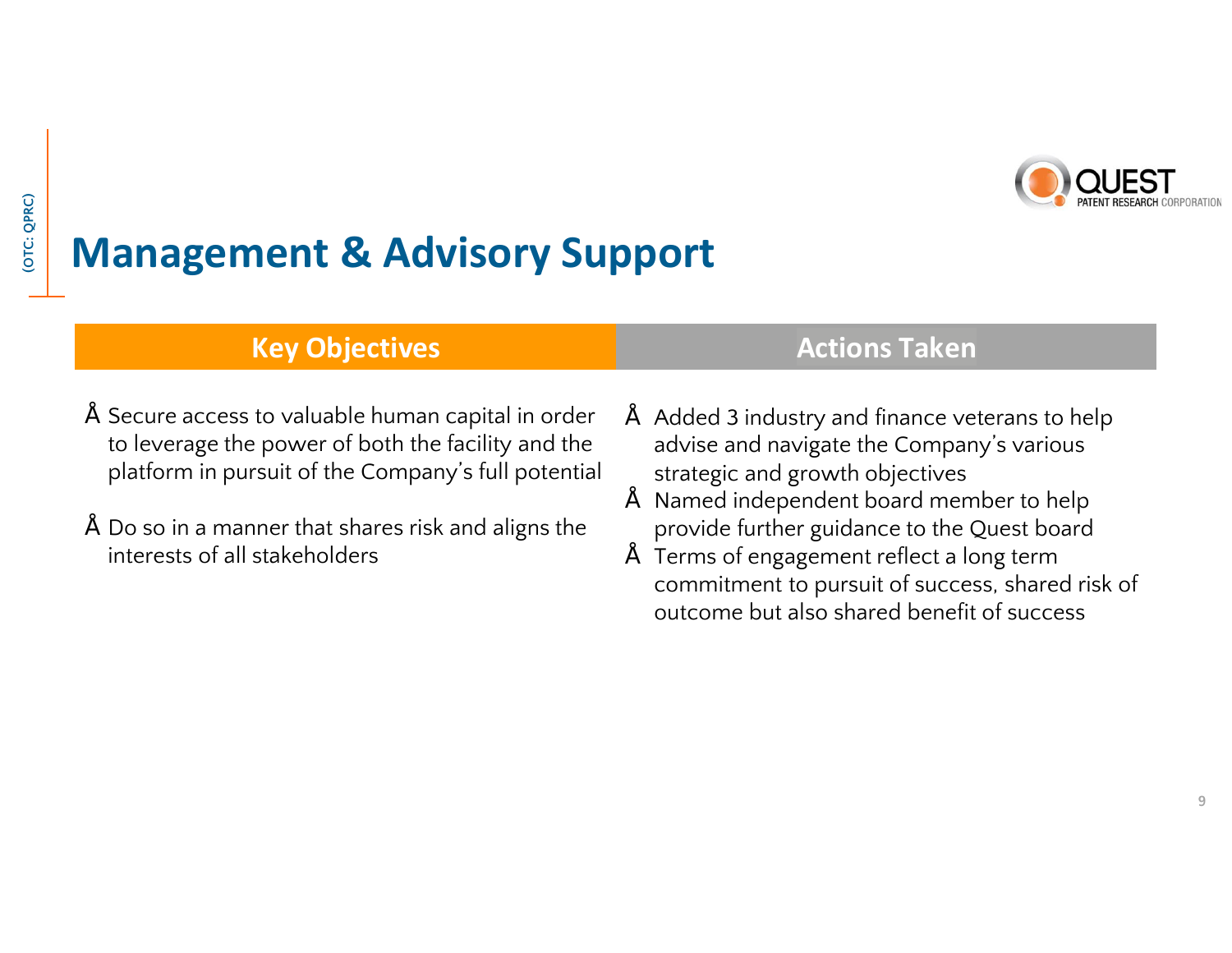# Management & Advisory Support

| Key Objectives | Actions Taken |
| --- | --- |
| Å Secure access to valuable human capital in order to leverage the power of both the facility and the platform in pursuit of the Company's full potential<br><br>Å Do so in a manner that shares risk and aligns the interests of all stakeholders | Å Added 3 industry and finance veterans to help advise and navigate the Company's various strategic and growth objectives<br>Å Named independent board member to help provide further guidance to the Quest board<br>Å Terms of engagement reflect a long term commitment to pursuit of success, shared risk of outcome but also shared benefit of success |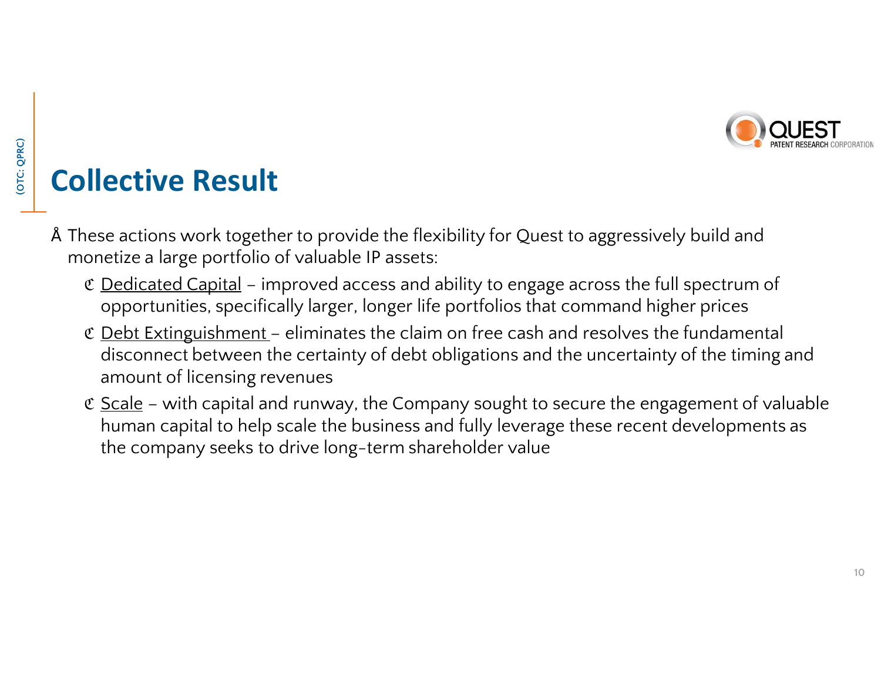## Collective Result

- These actions work together to provide the flexibility for Quest to aggressively build and monetize a large portfolio of valuable IP assets:
  - Dedicated Capital – improved access and ability to engage across the full spectrum of opportunities, specifically larger, longer life portfolios that command higher prices
  - Debt Extinguishment – eliminates the claim on free cash and resolves the fundamental disconnect between the certainty of debt obligations and the uncertainty of the timing and amount of licensing revenues
  - Scale – with capital and runway, the Company sought to secure the engagement of valuable human capital to help scale the business and fully leverage these recent developments as the company seeks to drive long-term shareholder value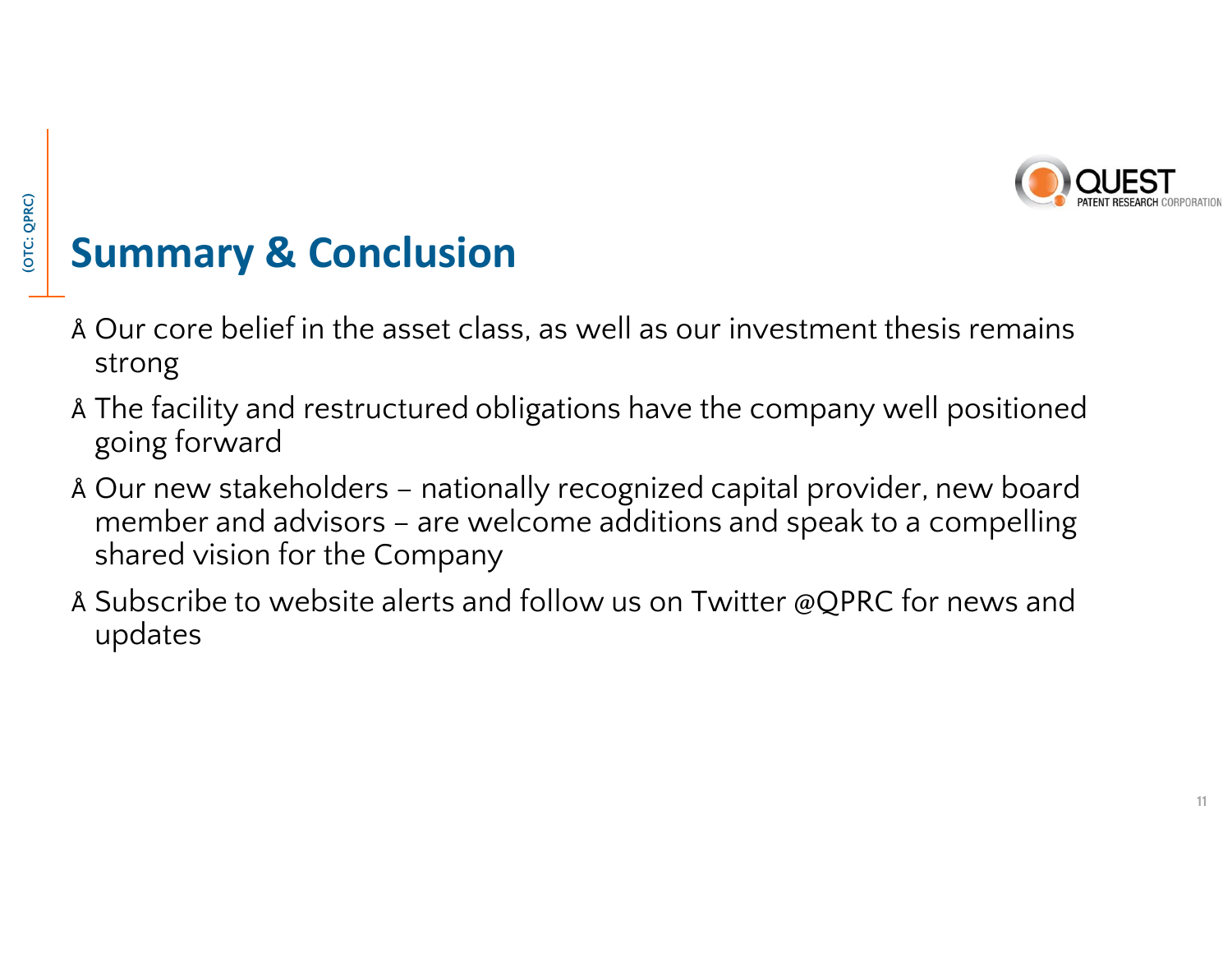## Summary & Conclusion

- Our core belief in the asset class, as well as our investment thesis remains strong
- The facility and restructured obligations have the company well positioned going forward
- Our new stakeholders – nationally recognized capital provider, new board member and advisors – are welcome additions and speak to a compelling shared vision for the Company
- Subscribe to website alerts and follow us on Twitter @QPRC for news and updates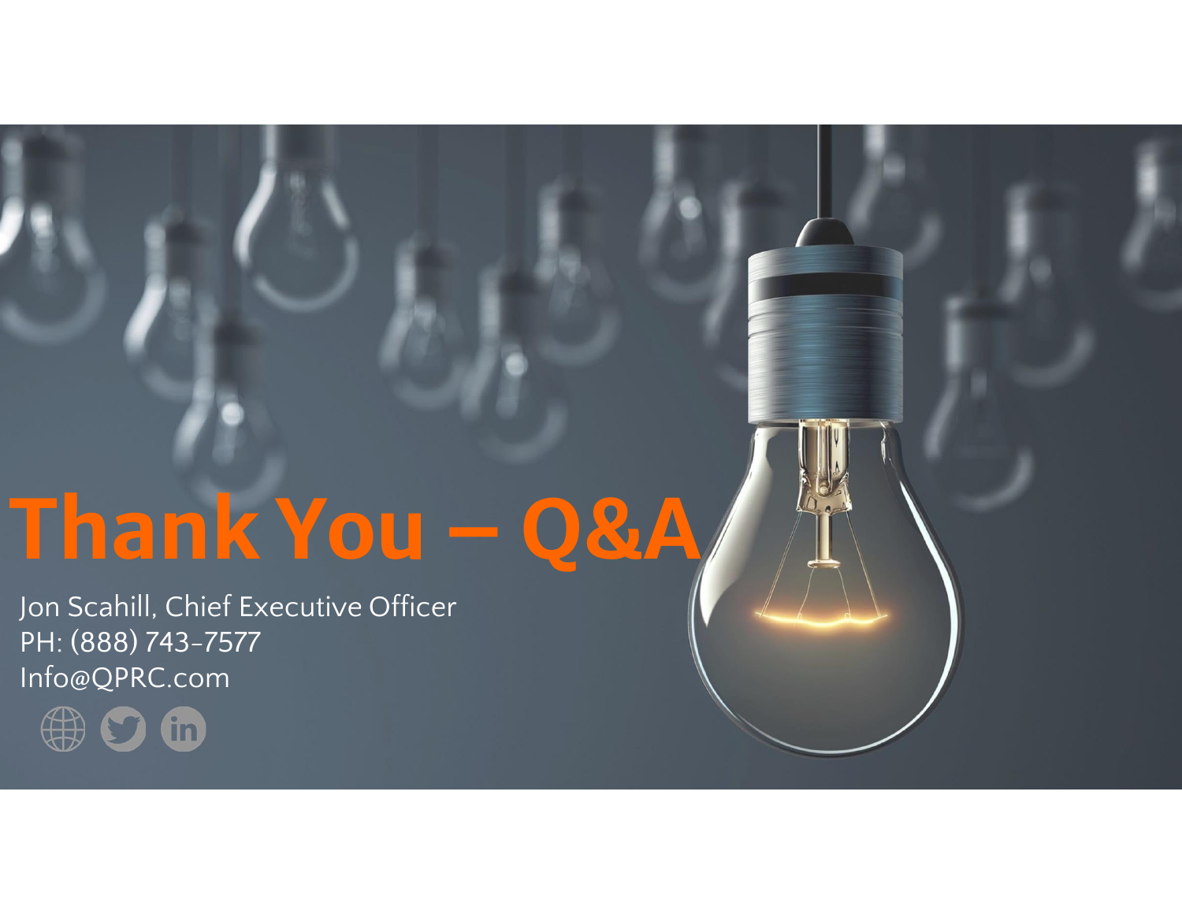# Thank You – Q&A

Jon Scahill, Chief Executive Officer
PH: (888) 743-7577
Info@QPRC.com